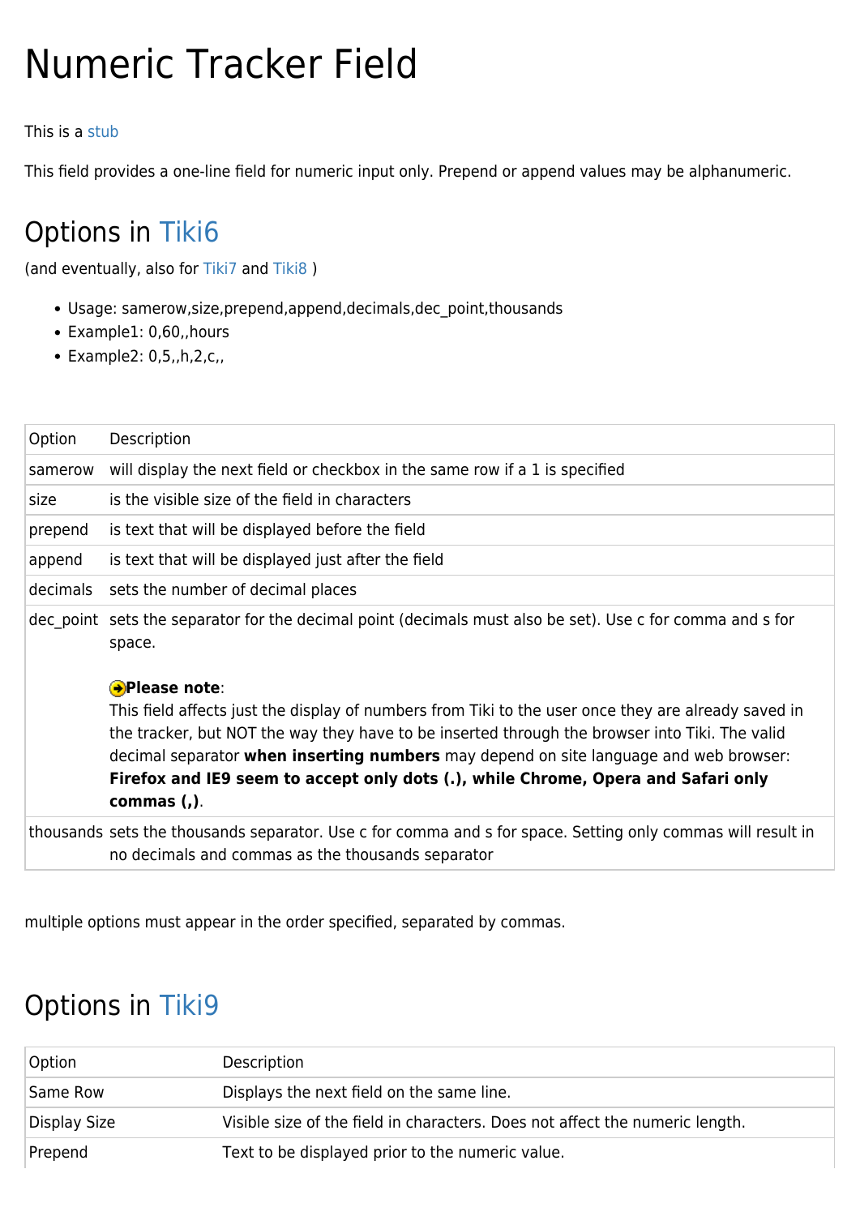# Numeric Tracker Field

This is a stub

This field provides a one-line field for numeric input only. Prepend or append values may be alphanumeric.

## Options in Tiki6

(and eventually, also for Tiki7 and Tiki8 )

- Usage: samerow,size,prepend,append,decimals,dec_point,thousands
- Example1: 0,60,,hours
- Example2: 0,5,,h,2,c,,

| Option | Description |
|---|---|
| samerow | will display the next field or checkbox in the same row if a 1 is specified |
| size | is the visible size of the field in characters |
| prepend | is text that will be displayed before the field |
| append | is text that will be displayed just after the field |
| decimals | sets the number of decimal places |
| dec_point | sets the separator for the decimal point (decimals must also be set). Use c for comma and s for space.<br><br>**Please note**:<br>This field affects just the display of numbers from Tiki to the user once they are already saved in the tracker, but NOT the way they have to be inserted through the browser into Tiki. The valid decimal separator **when inserting numbers** may depend on site language and web browser: **Firefox and IE9 seem to accept only dots (.), while Chrome, Opera and Safari only commas (,)**. |
| thousands | sets the thousands separator. Use c for comma and s for space. Setting only commas will result in no decimals and commas as the thousands separator |

multiple options must appear in the order specified, separated by commas.

## Options in Tiki9

| Option | Description |
|---|---|
| Same Row | Displays the next field on the same line. |
| Display Size | Visible size of the field in characters. Does not affect the numeric length. |
| Prepend | Text to be displayed prior to the numeric value. |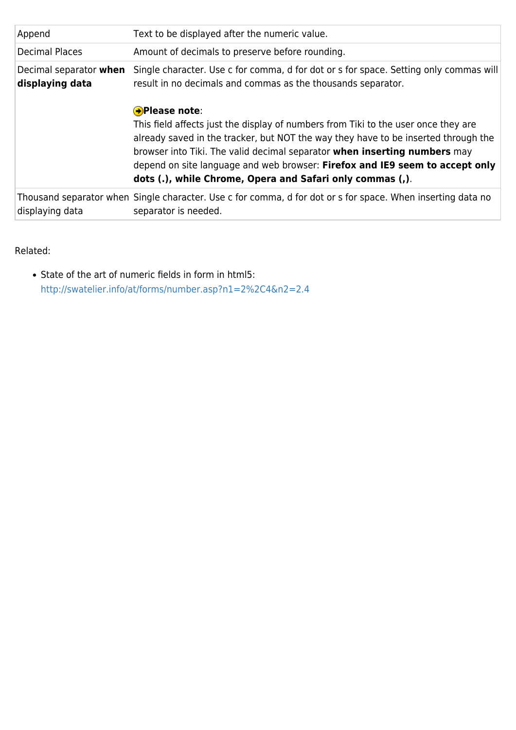| | |
|---|---|
| Append | Text to be displayed after the numeric value. |
| Decimal Places | Amount of decimals to preserve before rounding. |
| Decimal separator **when displaying data** | Single character. Use c for comma, d for dot or s for space. Setting only commas will result in no decimals and commas as the thousands separator.<br><br>**Please note**:<br>This field affects just the display of numbers from Tiki to the user once they are already saved in the tracker, but NOT the way they have to be inserted through the browser into Tiki. The valid decimal separator **when inserting numbers** may depend on site language and web browser: **Firefox and IE9 seem to accept only dots (.), while Chrome, Opera and Safari only commas (,)**. |
| Thousand separator when displaying data | Single character. Use c for comma, d for dot or s for space. When inserting data no separator is needed. |

Related:

- State of the art of numeric fields in form in html5: http://swatelier.info/at/forms/number.asp?n1=2%2C4&n2=2.4